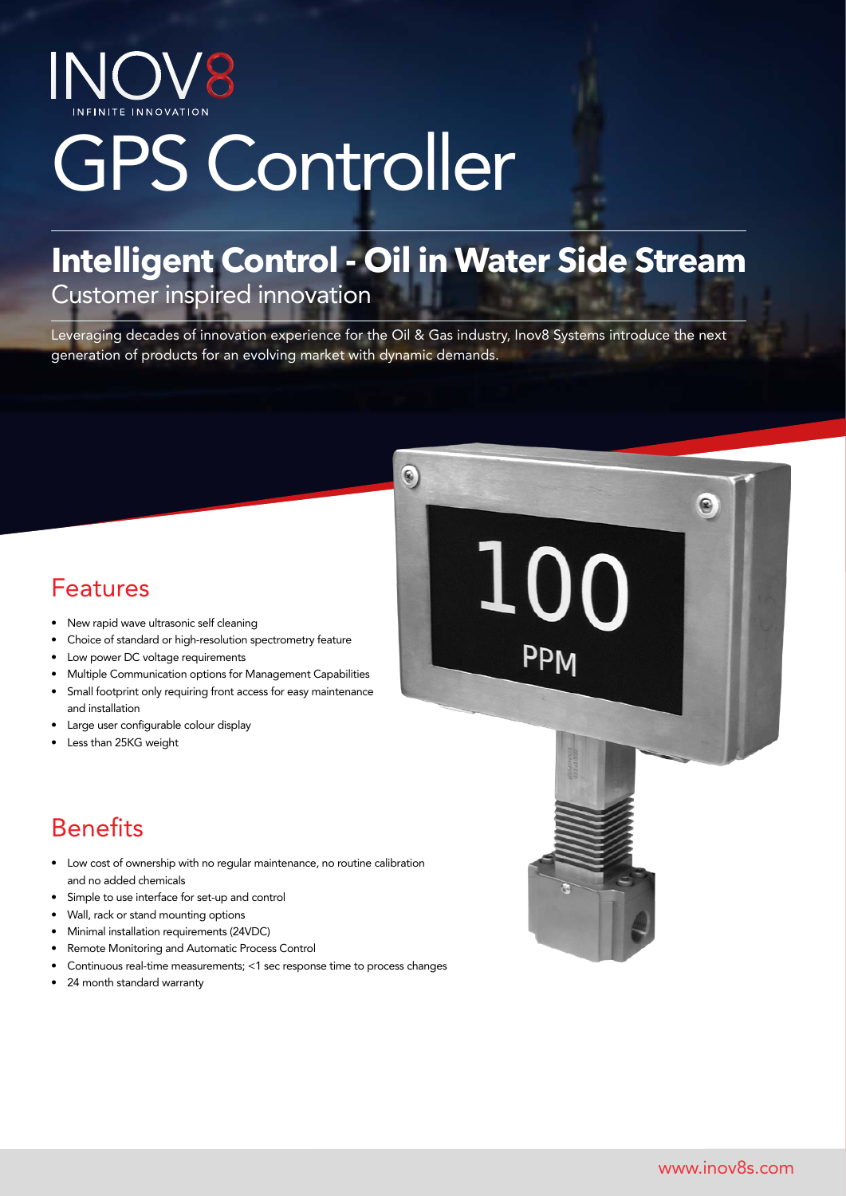INOV8

INFINITE INNOVATION

# GPS Controller

## Intelligent Control - Oil in Water Side Stream

Customer inspired innovation

Leveraging decades of innovation experience for the Oil & Gas industry, Inov8 Systems introduce the next generation of products for an evolving market with dynamic demands.

## Features

- New rapid wave ultrasonic self cleaning
- Choice of standard or high-resolution spectrometry feature
- Low power DC voltage requirements
- Multiple Communication options for Management Capabilities
- Small footprint only requiring front access for easy maintenance and installation
- Large user configurable colour display
- Less than 25KG weight

## Benefits

- Low cost of ownership with no regular maintenance, no routine calibration and no added chemicals
- Simple to use interface for set-up and control
- Wall, rack or stand mounting options
- Minimal installation requirements (24VDC)
- Remote Monitoring and Automatic Process Control
- Continuous real-time measurements; <1 sec response time to process changes
- 24 month standard warranty

www.inov8s.com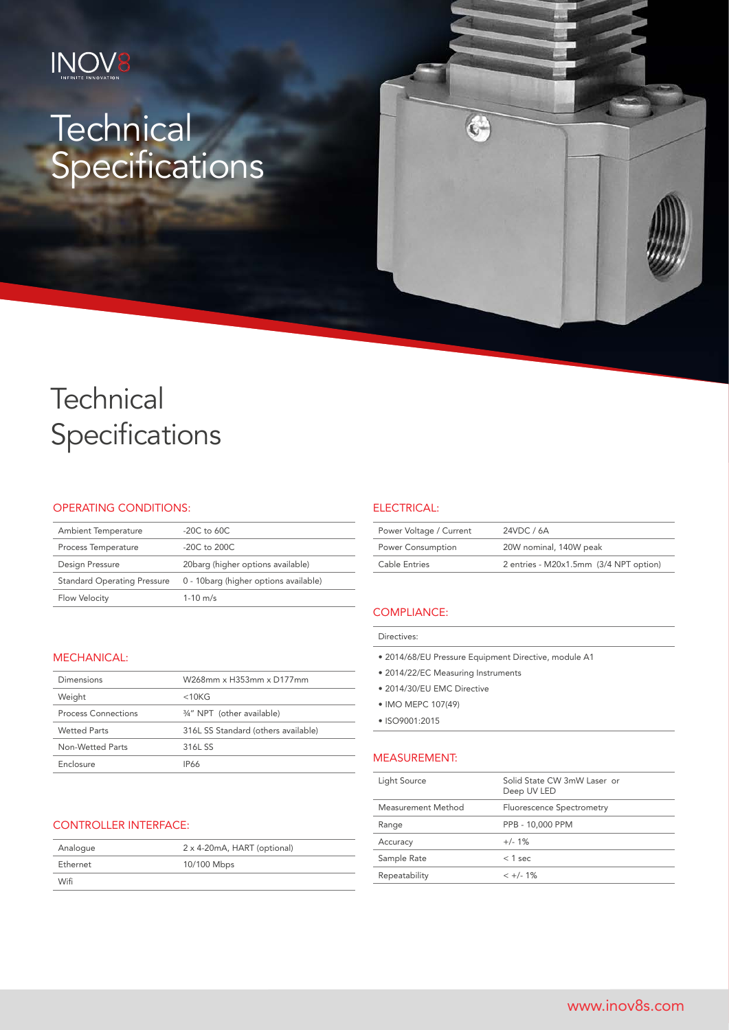INOV8

INFINITE INNOVATION

# Technical Specifications

# Technical Specifications

## OPERATING CONDITIONS:

| | |
|---|---|
| Ambient Temperature | -20C to 60C |
| Process Temperature | -20C to 200C |
| Design Pressure | 20barg (higher options available) |
| Standard Operating Pressure | 0 - 10barg (higher options available) |
| Flow Velocity | 1-10 m/s |

## MECHANICAL:

| | |
|---|---|
| Dimensions | W268mm x H353mm x D177mm |
| Weight | <10KG |
| Process Connections | ¾" NPT (other available) |
| Wetted Parts | 316L SS Standard (others available) |
| Non-Wetted Parts | 316L SS |
| Enclosure | IP66 |

## CONTROLLER INTERFACE:

| | |
|---|---|
| Analogue | 2 x 4-20mA, HART (optional) |
| Ethernet | 10/100 Mbps |
| Wifi | |

## ELECTRICAL:

| | |
|---|---|
| Power Voltage / Current | 24VDC / 6A |
| Power Consumption | 20W nominal, 140W peak |
| Cable Entries | 2 entries - M20x1.5mm (3/4 NPT option) |

## COMPLIANCE:

Directives:

- 2014/68/EU Pressure Equipment Directive, module A1
- 2014/22/EC Measuring Instruments
- 2014/30/EU EMC Directive
- IMO MEPC 107(49)
- ISO9001:2015

## MEASUREMENT:

| | |
|---|---|
| Light Source | Solid State CW 3mW Laser or Deep UV LED |
| Measurement Method | Fluorescence Spectrometry |
| Range | PPB - 10,000 PPM |
| Accuracy | +/- 1% |
| Sample Rate | < 1 sec |
| Repeatability | < +/- 1% |

www.inov8s.com